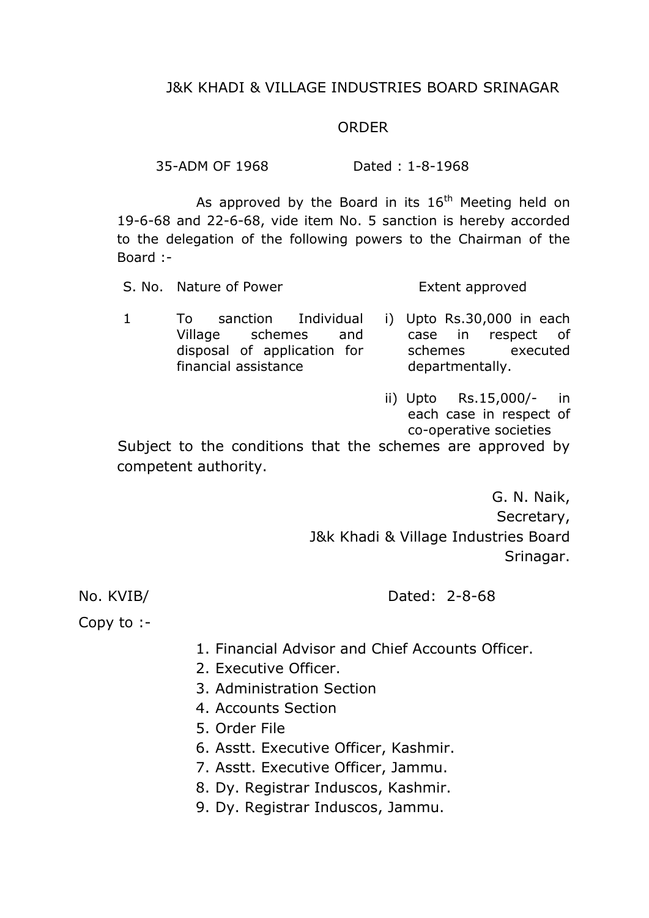# J&K KHADI & VILLAGE INDUSTRIES BOARD SRINAGAR

## ORDER

35-ADM OF 1968 Dated : 1-8-1968

As approved by the Board in its 16th Meeting held on 19-6-68 and 22-6-68, vide item No. 5 sanction is hereby accorded to the delegation of the following powers to the Chairman of the Board :-

| S. No. | Nature of Power | Extent approved |
|---|---|---|
| 1 | To sanction Individual Village schemes and disposal of application for financial assistance | i) Upto Rs.30,000 in each case in respect of schemes executed departmentally. |
| | | ii) Upto Rs.15,000/- in each case in respect of co-operative societies |

Subject to the conditions that the schemes are approved by competent authority.

G. N. Naik,
Secretary,
J&k Khadi & Village Industries Board
Srinagar.

No. KVIB/ Dated: 2-8-68

Copy to :-

1. Financial Advisor and Chief Accounts Officer.
2. Executive Officer.
3. Administration Section
4. Accounts Section
5. Order File
6. Asstt. Executive Officer, Kashmir.
7. Asstt. Executive Officer, Jammu.
8. Dy. Registrar Induscos, Kashmir.
9. Dy. Registrar Induscos, Jammu.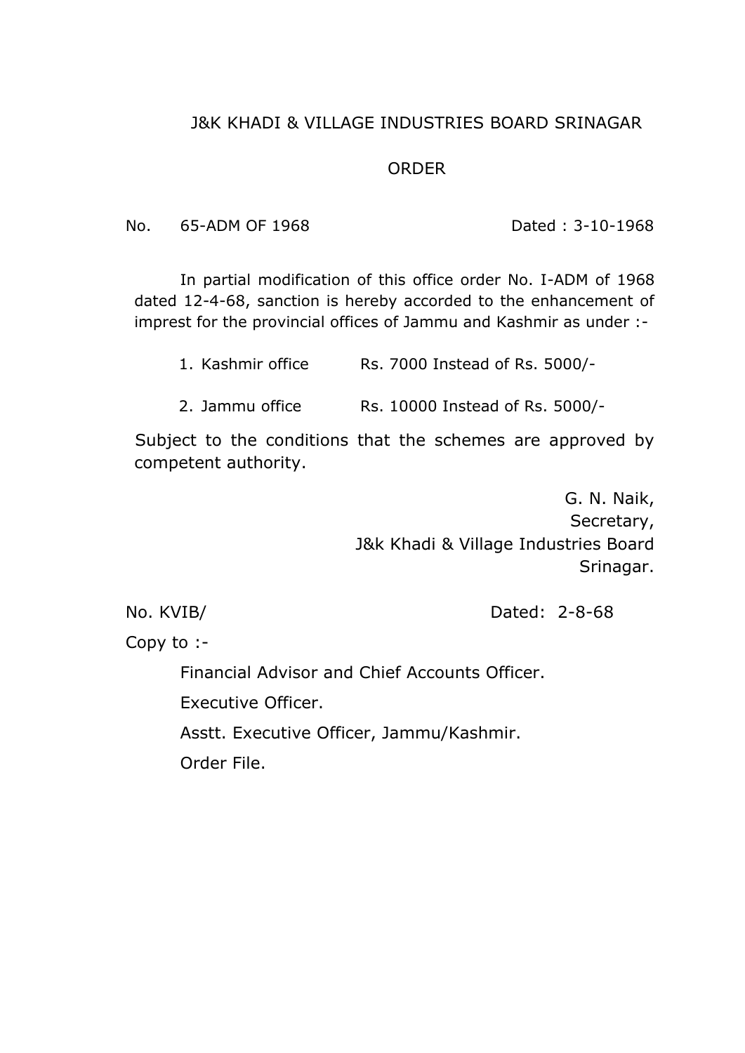# J&K KHADI & VILLAGE INDUSTRIES BOARD SRINAGAR

## ORDER

No. 65-ADM OF 1968 Dated : 3-10-1968

In partial modification of this office order No. I-ADM of 1968 dated 12-4-68, sanction is hereby accorded to the enhancement of imprest for the provincial offices of Jammu and Kashmir as under :-

1. Kashmir office Rs. 7000 Instead of Rs. 5000/-
2. Jammu office Rs. 10000 Instead of Rs. 5000/-

Subject to the conditions that the schemes are approved by competent authority.

G. N. Naik,
Secretary,
J&k Khadi & Village Industries Board
Srinagar.

No. KVIB/ Dated: 2-8-68

Copy to :-

Financial Advisor and Chief Accounts Officer.

Executive Officer.

Asstt. Executive Officer, Jammu/Kashmir.

Order File.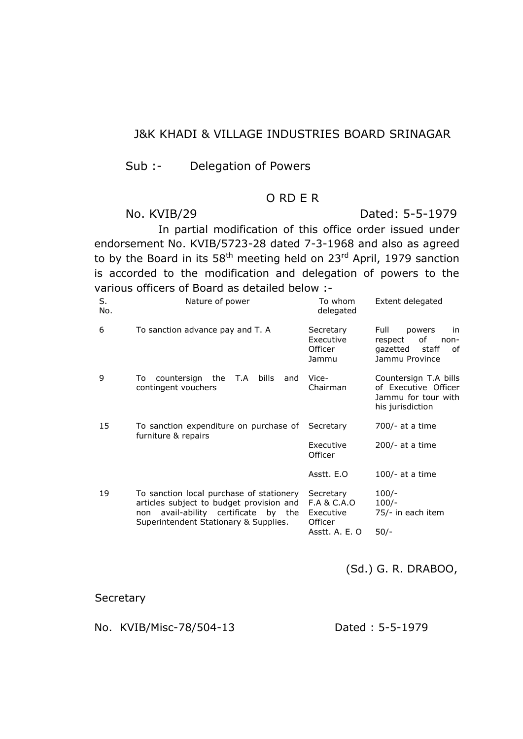J&K KHADI & VILLAGE INDUSTRIES BOARD SRINAGAR

Sub :- Delegation of Powers

O RD E R

No. KVIB/29 Dated: 5-5-1979

In partial modification of this office order issued under endorsement No. KVIB/5723-28 dated 7-3-1968 and also as agreed to by the Board in its 58th meeting held on 23rd April, 1979 sanction is accorded to the modification and delegation of powers to the various officers of Board as detailed below :-

| S. No. | Nature of power | To whom delegated | Extent delegated |
|---|---|---|---|
| 6 | To sanction advance pay and T. A | Secretary Executive Officer Jammu | Full powers in respect of non-gazetted staff of Jammu Province |
| 9 | To countersign the T.A bills and contingent vouchers | Vice-Chairman | Countersign T.A bills of Executive Officer Jammu for tour with his jurisdiction |
| 15 | To sanction expenditure on purchase of furniture & repairs | Secretary | 700/- at a time |
| | | Executive Officer | 200/- at a time |
| | | Asstt. E.O | 100/- at a time |
| 19 | To sanction local purchase of stationery articles subject to budget provision and non avail-ability certificate by the Superintendent Stationary & Supplies. | Secretary | 100/- |
| | | F.A & C.A.O | 100/- |
| | | Executive Officer | 75/- in each item |
| | | Asstt. A. E. O | 50/- |

(Sd.) G. R. DRABOO,

Secretary

No. KVIB/Misc-78/504-13 Dated : 5-5-1979